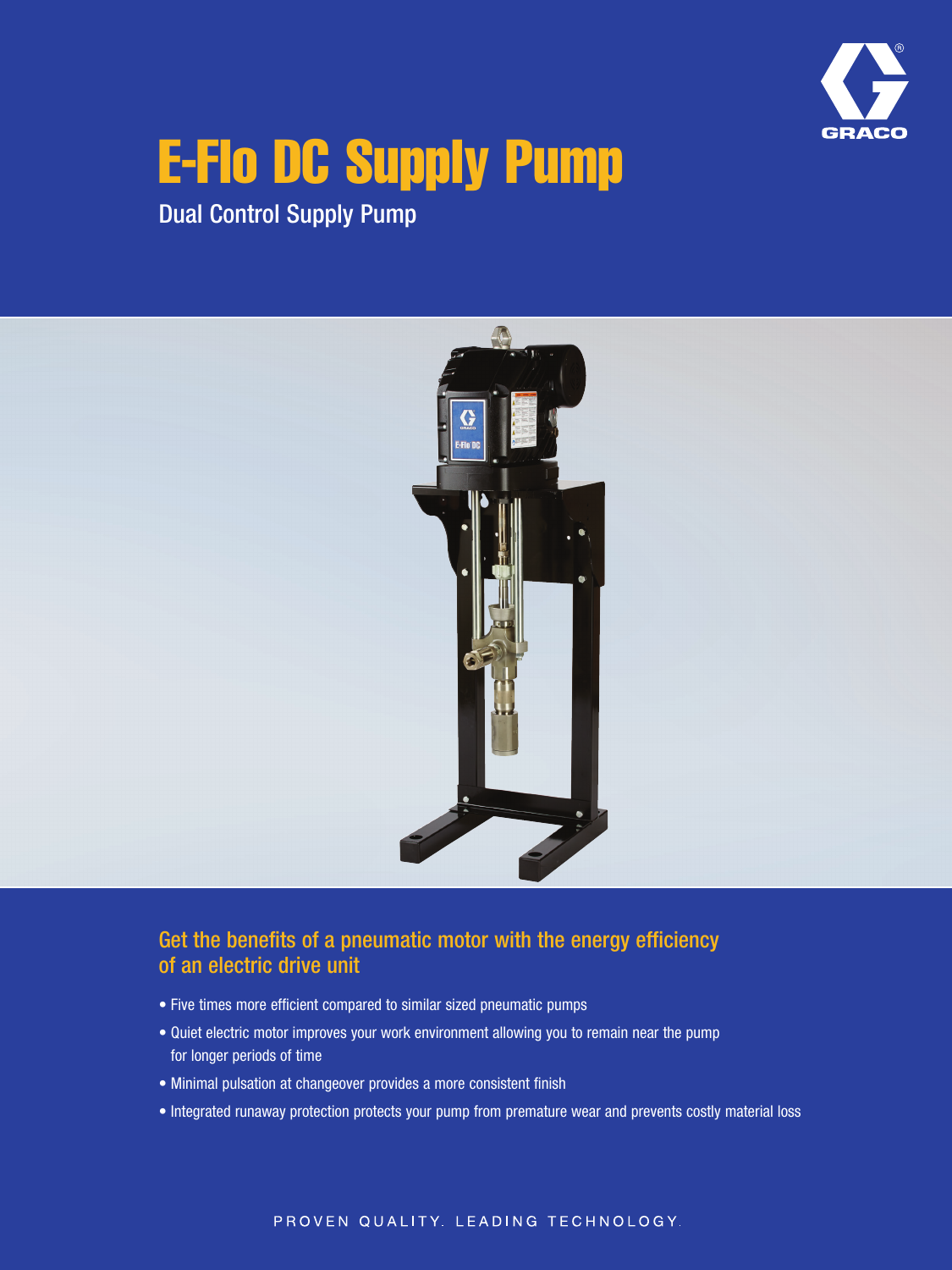# E-Flo DC Supply Pump

Dual Control Supply Pump

## Get the benefits of a pneumatic motor with the energy efficiency of an electric drive unit

- Five times more efficient compared to similar sized pneumatic pumps
- Quiet electric motor improves your work environment allowing you to remain near the pump for longer periods of time
- Minimal pulsation at changeover provides a more consistent finish
- Integrated runaway protection protects your pump from premature wear and prevents costly material loss

PROVEN QUALITY. LEADING TECHNOLOGY.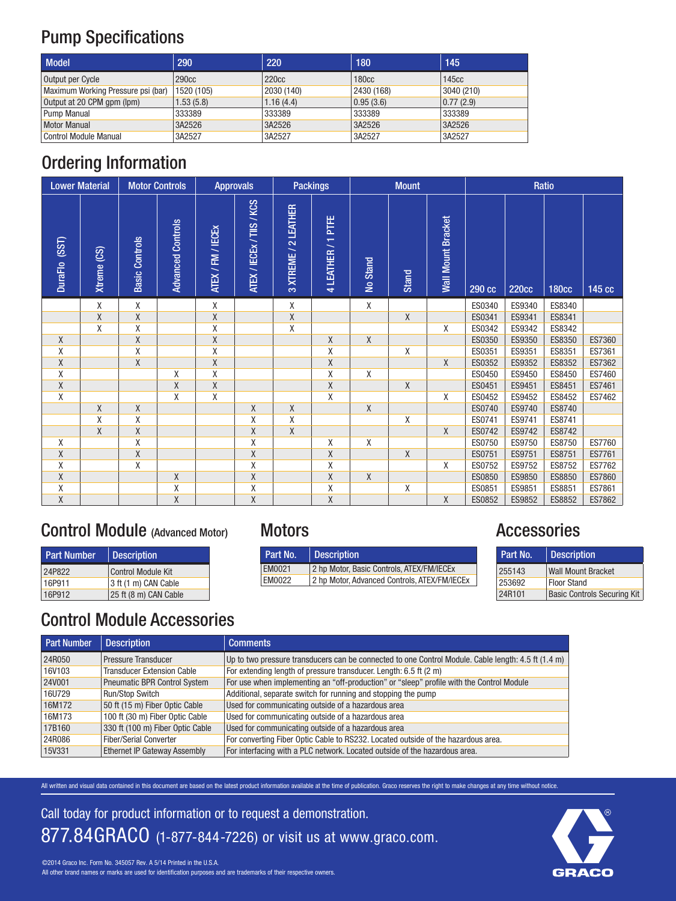## Pump Specifications

| Model | 290 | 220 | 180 | 145 |
|---|---|---|---|---|
| Output per Cycle | 290cc | 220cc | 180cc | 145cc |
| Maximum Working Pressure psi (bar) | 1520 (105) | 2030 (140) | 2430 (168) | 3040 (210) |
| Output at 20 CPM gpm (lpm) | 1.53 (5.8) | 1.16 (4.4) | 0.95 (3.6) | 0.77 (2.9) |
| Pump Manual | 333389 | 333389 | 333389 | 333389 |
| Motor Manual | 3A2526 | 3A2526 | 3A2526 | 3A2526 |
| Control Module Manual | 3A2527 | 3A2527 | 3A2527 | 3A2527 |

## Ordering Information

| Lower Material | | Motor Controls | | Approvals | | Packings | | Mount | | | Ratio | | | |
|---|---|---|---|---|---|---|---|---|---|---|---|---|---|---|
| DuraFlo (SST) | Xtreme (CS) | Basic Controls | Advanced Controls | ATEX / FM / IECEx | ATEX / IECEx / TIIS / KCS | 3 XTREME / 2 LEATHER | 4 LEATHER / 1 PTFE | No Stand | Stand | Wall Mount Bracket | 290 cc | 220cc | 180cc | 145 cc |
| | X | X | | X | | X | | X | | | ES0340 | ES9340 | ES8340 | |
| | X | X | | X | | X | | | X | | ES0341 | ES9341 | ES8341 | |
| | X | X | | X | | X | | | | X | ES0342 | ES9342 | ES8342 | |
| X | | X | | X | | | X | X | | | ES0350 | ES9350 | ES8350 | ES7360 |
| X | | X | | X | | | X | | X | | ES0351 | ES9351 | ES8351 | ES7361 |
| X | | X | | X | | | X | | | X | ES0352 | ES9352 | ES8352 | ES7362 |
| X | | | X | X | | | X | X | | | ES0450 | ES9450 | ES8450 | ES7460 |
| X | | | X | X | | | X | | X | | ES0451 | ES9451 | ES8451 | ES7461 |
| X | | | X | X | | | X | | | X | ES0452 | ES9452 | ES8452 | ES7462 |
| | X | X | | | X | X | | X | | | ES0740 | ES9740 | ES8740 | |
| | X | X | | | X | X | | | X | | ES0741 | ES9741 | ES8741 | |
| | X | X | | | X | X | | | | X | ES0742 | ES9742 | ES8742 | |
| X | | X | | | X | | X | X | | | ES0750 | ES9750 | ES8750 | ES7760 |
| X | | X | | | X | | X | | X | | ES0751 | ES9751 | ES8751 | ES7761 |
| X | | X | | | X | | X | | | X | ES0752 | ES9752 | ES8752 | ES7762 |
| X | | | X | | X | | X | X | | | ES0850 | ES9850 | ES8850 | ES7860 |
| X | | | X | | X | | X | | X | | ES0851 | ES9851 | ES8851 | ES7861 |
| X | | | X | | X | | X | | | X | ES0852 | ES9852 | ES8852 | ES7862 |

## Control Module (Advanced Motor)

| Part Number | Description |
|---|---|
| 24P822 | Control Module Kit |
| 16P911 | 3 ft (1 m) CAN Cable |
| 16P912 | 25 ft (8 m) CAN Cable |

## Motors

| Part No. | Description |
|---|---|
| EM0021 | 2 hp Motor, Basic Controls, ATEX/FM/IECEx |
| EM0022 | 2 hp Motor, Advanced Controls, ATEX/FM/IECEx |

## Accessories

| Part No. | Description |
|---|---|
| 255143 | Wall Mount Bracket |
| 253692 | Floor Stand |
| 24R101 | Basic Controls Securing Kit |

## Control Module Accessories

| Part Number | Description | Comments |
|---|---|---|
| 24R050 | Pressure Transducer | Up to two pressure transducers can be connected to one Control Module. Cable length: 4.5 ft (1.4 m) |
| 16V103 | Transducer Extension Cable | For extending length of pressure transducer. Length: 6.5 ft (2 m) |
| 24V001 | Pneumatic BPR Control System | For use when implementing an "off-production" or "sleep" profile with the Control Module |
| 16U729 | Run/Stop Switch | Additional, separate switch for running and stopping the pump |
| 16M172 | 50 ft (15 m) Fiber Optic Cable | Used for communicating outside of a hazardous area |
| 16M173 | 100 ft (30 m) Fiber Optic Cable | Used for communicating outside of a hazardous area |
| 17B160 | 330 ft (100 m) Fiber Optic Cable | Used for communicating outside of a hazardous area |
| 24R086 | Fiber/Serial Converter | For converting Fiber Optic Cable to RS232. Located outside of the hazardous area. |
| 15V331 | Ethernet IP Gateway Assembly | For interfacing with a PLC network. Located outside of the hazardous area. |

All written and visual data contained in this document are based on the latest product information available at the time of publication. Graco reserves the right to make changes at any time without notice.

Call today for product information or to request a demonstration.

877.84GRACO (1-877-844-7226) or visit us at www.graco.com.

©2014 Graco Inc. Form No. 345057 Rev. A 5/14 Printed in the U.S.A.
All other brand names or marks are used for identification purposes and are trademarks of their respective owners.

GRACO